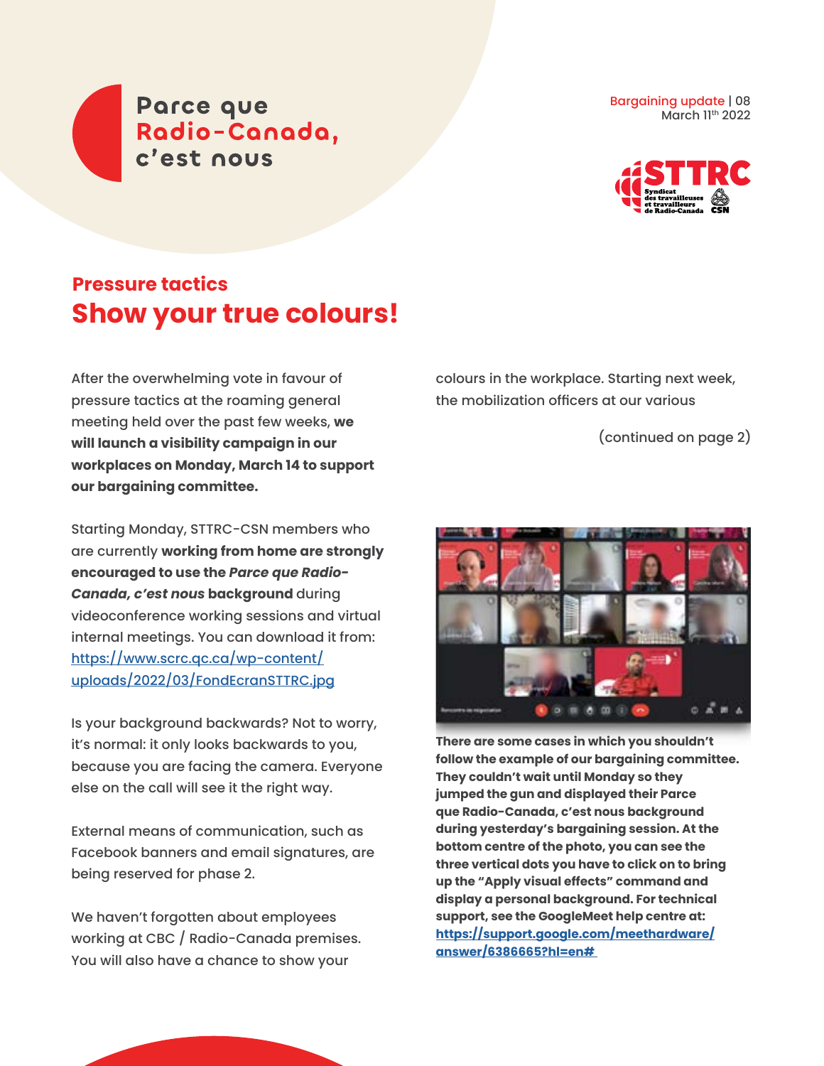Parce que
Radio-Canada,
c'est nous

Bargaining update | 08
March 11th 2022

STTRC
Syndicat des travailleuses et travailleurs de Radio-Canada CSN

## Pressure tactics

# Show your true colours!

After the overwhelming vote in favour of pressure tactics at the roaming general meeting held over the past few weeks, **we will launch a visibility campaign in our workplaces on Monday, March 14 to support our bargaining committee.**

Starting Monday, STTRC-CSN members who are currently **working from home are strongly encouraged to use the *Parce que Radio-Canada, c'est nous* background** during videoconference working sessions and virtual internal meetings. You can download it from: https://www.scrc.qc.ca/wp-content/uploads/2022/03/FondEcranSTTRC.jpg

Is your background backwards? Not to worry, it's normal: it only looks backwards to you, because you are facing the camera. Everyone else on the call will see it the right way.

External means of communication, such as Facebook banners and email signatures, are being reserved for phase 2.

We haven't forgotten about employees working at CBC / Radio-Canada premises. You will also have a chance to show your colours in the workplace. Starting next week, the mobilization officers at our various

(continued on page 2)

**There are some cases in which you shouldn't follow the example of our bargaining committee. They couldn't wait until Monday so they jumped the gun and displayed their Parce que Radio-Canada, c'est nous background during yesterday's bargaining session. At the bottom centre of the photo, you can see the three vertical dots you have to click on to bring up the "Apply visual effects" command and display a personal background. For technical support, see the GoogleMeet help centre at: https://support.google.com/meethardware/answer/6386665?hl=en#**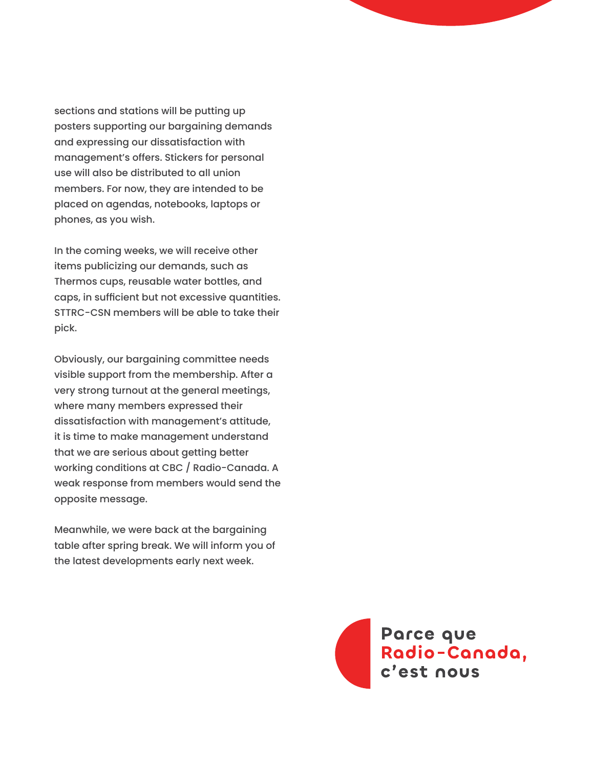sections and stations will be putting up posters supporting our bargaining demands and expressing our dissatisfaction with management's offers. Stickers for personal use will also be distributed to all union members. For now, they are intended to be placed on agendas, notebooks, laptops or phones, as you wish.

In the coming weeks, we will receive other items publicizing our demands, such as Thermos cups, reusable water bottles, and caps, in sufficient but not excessive quantities. STTRC-CSN members will be able to take their pick.

Obviously, our bargaining committee needs visible support from the membership. After a very strong turnout at the general meetings, where many members expressed their dissatisfaction with management's attitude, it is time to make management understand that we are serious about getting better working conditions at CBC / Radio-Canada. A weak response from members would send the opposite message.

Meanwhile, we were back at the bargaining table after spring break. We will inform you of the latest developments early next week.

**Parce que Radio-Canada, c'est nous**